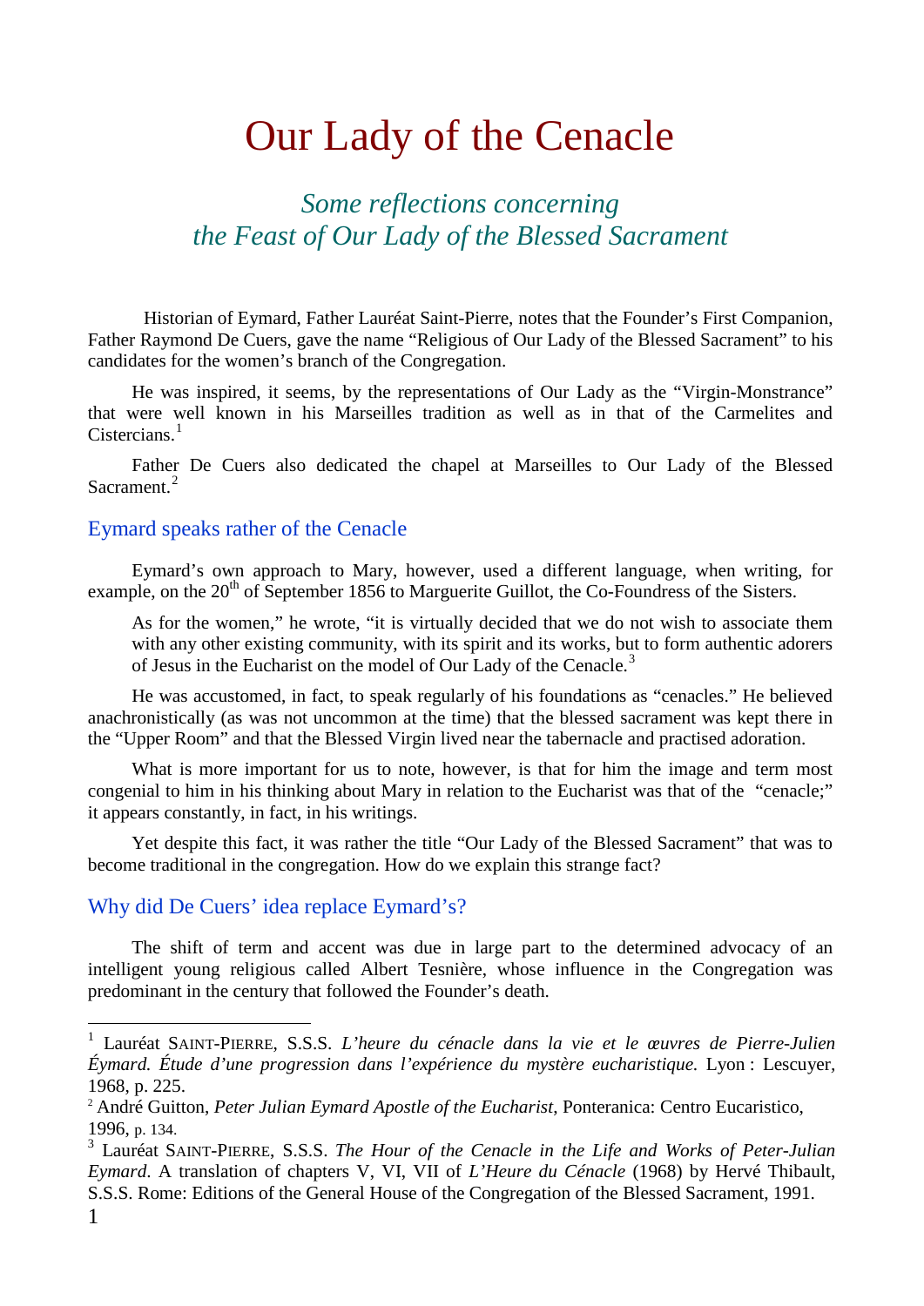# Our Lady of the Cenacle

## *Some reflections concerning the Feast of Our Lady of the Blessed Sacrament*

Historian of Eymard, Father Lauréat Saint-Pierre, notes that the Founder's First Companion, Father Raymond De Cuers, gave the name "Religious of Our Lady of the Blessed Sacrament" to his candidates for the women's branch of the Congregation.

He was inspired, it seems, by the representations of Our Lady as the "Virgin-Monstrance" that were well known in his Marseilles tradition as well as in that of the Carmelites and Cistercians.[1]

Father De Cuers also dedicated the chapel at Marseilles to Our Lady of the Blessed Sacrament.[2]

### Eymard speaks rather of the Cenacle

Eymard's own approach to Mary, however, used a different language, when writing, for example, on the 20th of September 1856 to Marguerite Guillot, the Co-Foundress of the Sisters.

> As for the women," he wrote, "it is virtually decided that we do not wish to associate them with any other existing community, with its spirit and its works, but to form authentic adorers of Jesus in the Eucharist on the model of Our Lady of the Cenacle.[3]

He was accustomed, in fact, to speak regularly of his foundations as "cenacles." He believed anachronistically (as was not uncommon at the time) that the blessed sacrament was kept there in the "Upper Room" and that the Blessed Virgin lived near the tabernacle and practised adoration.

What is more important for us to note, however, is that for him the image and term most congenial to him in his thinking about Mary in relation to the Eucharist was that of the "cenacle;" it appears constantly, in fact, in his writings.

Yet despite this fact, it was rather the title "Our Lady of the Blessed Sacrament" that was to become traditional in the congregation. How do we explain this strange fact?

### Why did De Cuers' idea replace Eymard's?

The shift of term and accent was due in large part to the determined advocacy of an intelligent young religious called Albert Tesnière, whose influence in the Congregation was predominant in the century that followed the Founder's death.

---

[1] Lauréat SAINT-PIERRE, S.S.S. *L'heure du cénacle dans la vie et le œuvres de Pierre-Julien Éymard. Étude d'une progression dans l'expérience du mystère eucharistique.* Lyon : Lescuyer, 1968, p. 225.

[2] André Guitton, *Peter Julian Eymard Apostle of the Eucharist*, Ponteranica: Centro Eucaristico, 1996, p. 134.

[3] Lauréat SAINT-PIERRE, S.S.S. *The Hour of the Cenacle in the Life and Works of Peter-Julian Eymard*. A translation of chapters V, VI, VII of *L'Heure du Cénacle* (1968) by Hervé Thibault, S.S.S. Rome: Editions of the General House of the Congregation of the Blessed Sacrament, 1991.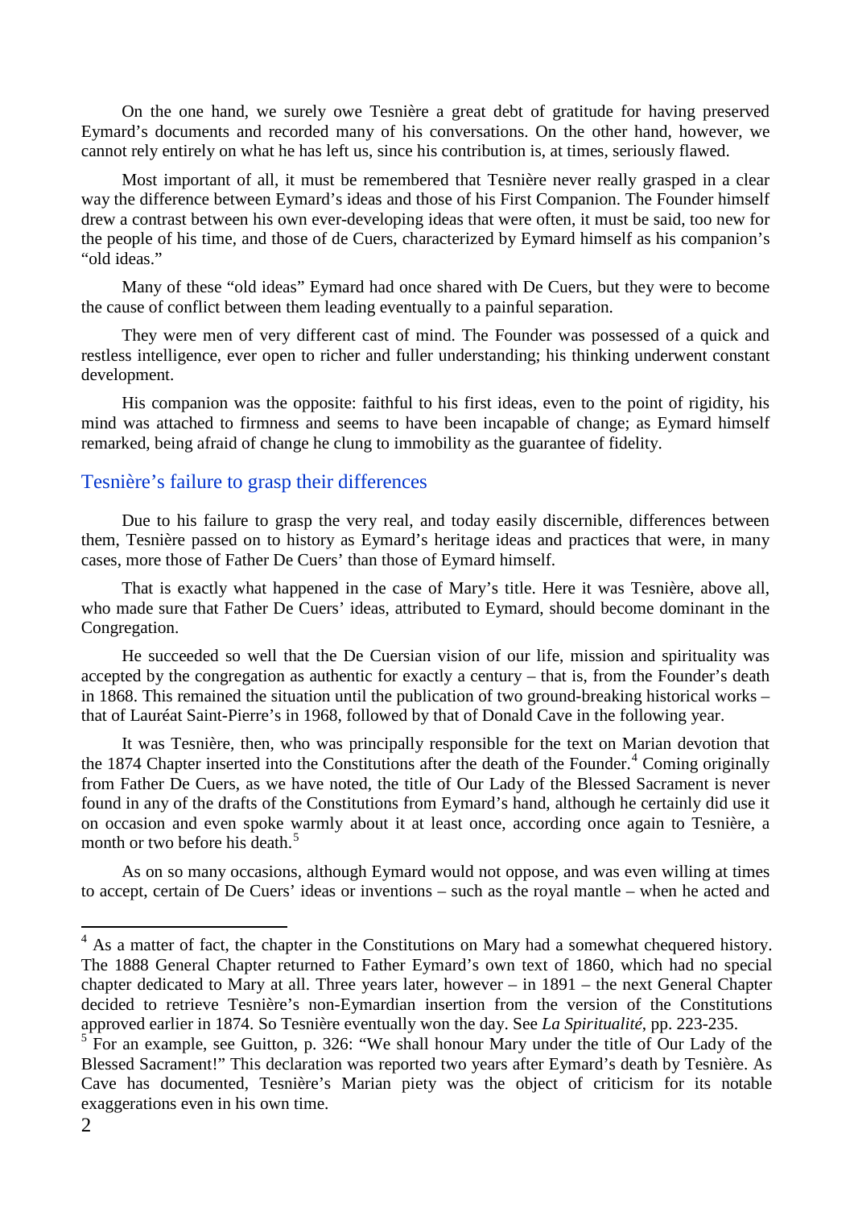On the one hand, we surely owe Tesnière a great debt of gratitude for having preserved Eymard's documents and recorded many of his conversations. On the other hand, however, we cannot rely entirely on what he has left us, since his contribution is, at times, seriously flawed.

Most important of all, it must be remembered that Tesnière never really grasped in a clear way the difference between Eymard's ideas and those of his First Companion. The Founder himself drew a contrast between his own ever-developing ideas that were often, it must be said, too new for the people of his time, and those of de Cuers, characterized by Eymard himself as his companion's "old ideas."

Many of these "old ideas" Eymard had once shared with De Cuers, but they were to become the cause of conflict between them leading eventually to a painful separation.

They were men of very different cast of mind. The Founder was possessed of a quick and restless intelligence, ever open to richer and fuller understanding; his thinking underwent constant development.

His companion was the opposite: faithful to his first ideas, even to the point of rigidity, his mind was attached to firmness and seems to have been incapable of change; as Eymard himself remarked, being afraid of change he clung to immobility as the guarantee of fidelity.

## Tesnière's failure to grasp their differences

Due to his failure to grasp the very real, and today easily discernible, differences between them, Tesnière passed on to history as Eymard's heritage ideas and practices that were, in many cases, more those of Father De Cuers' than those of Eymard himself.

That is exactly what happened in the case of Mary's title. Here it was Tesnière, above all, who made sure that Father De Cuers' ideas, attributed to Eymard, should become dominant in the Congregation.

He succeeded so well that the De Cuersian vision of our life, mission and spirituality was accepted by the congregation as authentic for exactly a century – that is, from the Founder's death in 1868. This remained the situation until the publication of two ground-breaking historical works – that of Lauréat Saint-Pierre's in 1968, followed by that of Donald Cave in the following year.

It was Tesnière, then, who was principally responsible for the text on Marian devotion that the 1874 Chapter inserted into the Constitutions after the death of the Founder.[4] Coming originally from Father De Cuers, as we have noted, the title of Our Lady of the Blessed Sacrament is never found in any of the drafts of the Constitutions from Eymard's hand, although he certainly did use it on occasion and even spoke warmly about it at least once, according once again to Tesnière, a month or two before his death.[5]

As on so many occasions, although Eymard would not oppose, and was even willing at times to accept, certain of De Cuers' ideas or inventions – such as the royal mantle – when he acted and

---

[4] As a matter of fact, the chapter in the Constitutions on Mary had a somewhat chequered history. The 1888 General Chapter returned to Father Eymard's own text of 1860, which had no special chapter dedicated to Mary at all. Three years later, however – in 1891 – the next General Chapter decided to retrieve Tesnière's non-Eymardian insertion from the version of the Constitutions approved earlier in 1874. So Tesnière eventually won the day. See *La Spiritualité*, pp. 223-235.

[5] For an example, see Guitton, p. 326: "We shall honour Mary under the title of Our Lady of the Blessed Sacrament!" This declaration was reported two years after Eymard's death by Tesnière. As Cave has documented, Tesnière's Marian piety was the object of criticism for its notable exaggerations even in his own time.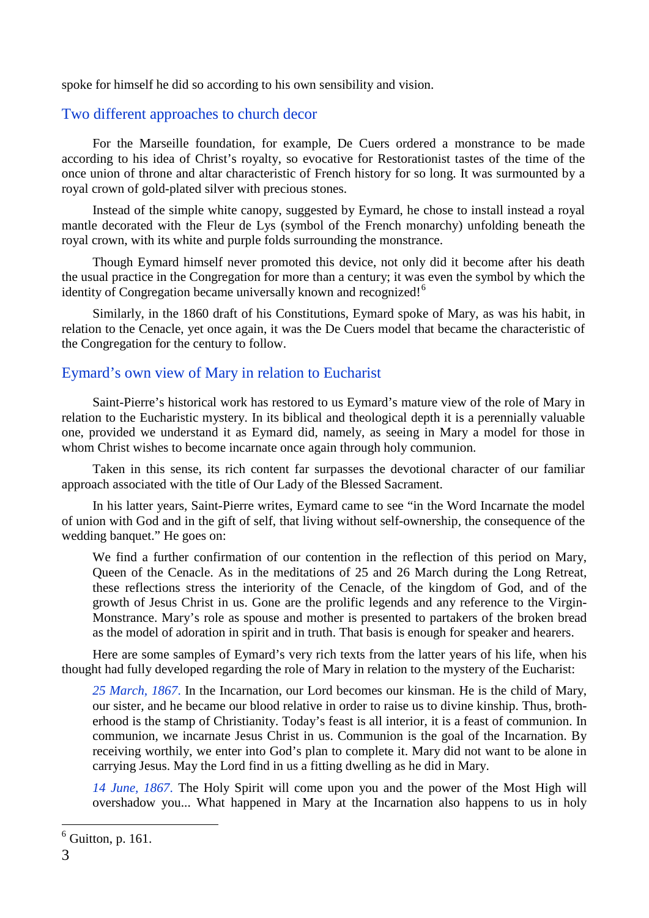spoke for himself he did so according to his own sensibility and vision.

## Two different approaches to church decor

For the Marseille foundation, for example, De Cuers ordered a monstrance to be made according to his idea of Christ's royalty, so evocative for Restorationist tastes of the time of the once union of throne and altar characteristic of French history for so long. It was surmounted by a royal crown of gold-plated silver with precious stones.

Instead of the simple white canopy, suggested by Eymard, he chose to install instead a royal mantle decorated with the Fleur de Lys (symbol of the French monarchy) unfolding beneath the royal crown, with its white and purple folds surrounding the monstrance.

Though Eymard himself never promoted this device, not only did it become after his death the usual practice in the Congregation for more than a century; it was even the symbol by which the identity of Congregation became universally known and recognized![6]

Similarly, in the 1860 draft of his Constitutions, Eymard spoke of Mary, as was his habit, in relation to the Cenacle, yet once again, it was the De Cuers model that became the characteristic of the Congregation for the century to follow.

## Eymard's own view of Mary in relation to Eucharist

Saint-Pierre's historical work has restored to us Eymard's mature view of the role of Mary in relation to the Eucharistic mystery. In its biblical and theological depth it is a perennially valuable one, provided we understand it as Eymard did, namely, as seeing in Mary a model for those in whom Christ wishes to become incarnate once again through holy communion.

Taken in this sense, its rich content far surpasses the devotional character of our familiar approach associated with the title of Our Lady of the Blessed Sacrament.

In his latter years, Saint-Pierre writes, Eymard came to see "in the Word Incarnate the model of union with God and in the gift of self, that living without self-ownership, the consequence of the wedding banquet." He goes on:

> We find a further confirmation of our contention in the reflection of this period on Mary, Queen of the Cenacle. As in the meditations of 25 and 26 March during the Long Retreat, these reflections stress the interiority of the Cenacle, of the kingdom of God, and of the growth of Jesus Christ in us. Gone are the prolific legends and any reference to the Virgin-Monstrance. Mary's role as spouse and mother is presented to partakers of the broken bread as the model of adoration in spirit and in truth. That basis is enough for speaker and hearers.

Here are some samples of Eymard's very rich texts from the latter years of his life, when his thought had fully developed regarding the role of Mary in relation to the mystery of the Eucharist:

> *25 March, 1867*. In the Incarnation, our Lord becomes our kinsman. He is the child of Mary, our sister, and he became our blood relative in order to raise us to divine kinship. Thus, brotherhood is the stamp of Christianity. Today's feast is all interior, it is a feast of communion. In communion, we incarnate Jesus Christ in us. Communion is the goal of the Incarnation. By receiving worthily, we enter into God's plan to complete it. Mary did not want to be alone in carrying Jesus. May the Lord find in us a fitting dwelling as he did in Mary.

> *14 June, 1867*. The Holy Spirit will come upon you and the power of the Most High will overshadow you... What happened in Mary at the Incarnation also happens to us in holy

---

[6] Guitton, p. 161.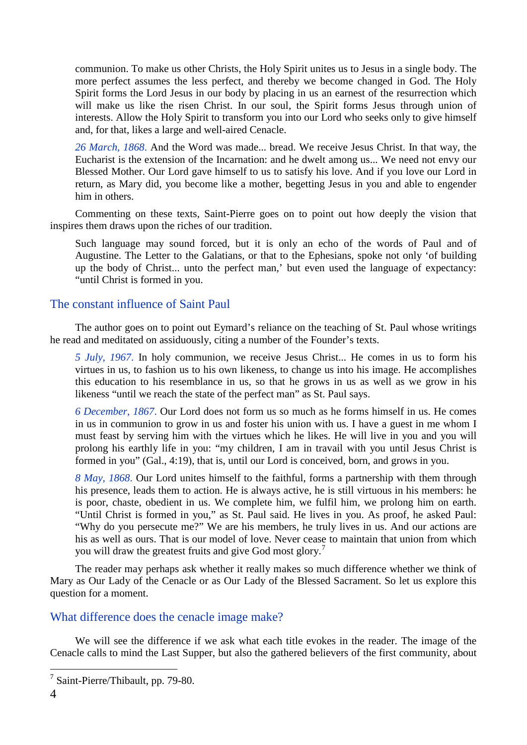communion. To make us other Christs, the Holy Spirit unites us to Jesus in a single body. The more perfect assumes the less perfect, and thereby we become changed in God. The Holy Spirit forms the Lord Jesus in our body by placing in us an earnest of the resurrection which will make us like the risen Christ. In our soul, the Spirit forms Jesus through union of interests. Allow the Holy Spirit to transform you into our Lord who seeks only to give himself and, for that, likes a large and well-aired Cenacle.

> *26 March, 1868*. And the Word was made... bread. We receive Jesus Christ. In that way, the Eucharist is the extension of the Incarnation: and he dwelt among us... We need not envy our Blessed Mother. Our Lord gave himself to us to satisfy his love. And if you love our Lord in return, as Mary did, you become like a mother, begetting Jesus in you and able to engender him in others.

Commenting on these texts, Saint-Pierre goes on to point out how deeply the vision that inspires them draws upon the riches of our tradition.

> Such language may sound forced, but it is only an echo of the words of Paul and of Augustine. The Letter to the Galatians, or that to the Ephesians, spoke not only 'of building up the body of Christ... unto the perfect man,' but even used the language of expectancy: "until Christ is formed in you.

## The constant influence of Saint Paul

The author goes on to point out Eymard's reliance on the teaching of St. Paul whose writings he read and meditated on assiduously, citing a number of the Founder's texts.

> *5 July, 1967*. In holy communion, we receive Jesus Christ... He comes in us to form his virtues in us, to fashion us to his own likeness, to change us into his image. He accomplishes this education to his resemblance in us, so that he grows in us as well as we grow in his likeness "until we reach the state of the perfect man" as St. Paul says.

> *6 December, 1867*. Our Lord does not form us so much as he forms himself in us. He comes in us in communion to grow in us and foster his union with us. I have a guest in me whom I must feast by serving him with the virtues which he likes. He will live in you and you will prolong his earthly life in you: "my children, I am in travail with you until Jesus Christ is formed in you" (Gal., 4:19), that is, until our Lord is conceived, born, and grows in you.

> *8 May, 1868*. Our Lord unites himself to the faithful, forms a partnership with them through his presence, leads them to action. He is always active, he is still virtuous in his members: he is poor, chaste, obedient in us. We complete him, we fulfil him, we prolong him on earth. "Until Christ is formed in you," as St. Paul said. He lives in you. As proof, he asked Paul: "Why do you persecute me?" We are his members, he truly lives in us. And our actions are his as well as ours. That is our model of love. Never cease to maintain that union from which you will draw the greatest fruits and give God most glory.[7]

The reader may perhaps ask whether it really makes so much difference whether we think of Mary as Our Lady of the Cenacle or as Our Lady of the Blessed Sacrament. So let us explore this question for a moment.

## What difference does the cenacle image make?

We will see the difference if we ask what each title evokes in the reader. The image of the Cenacle calls to mind the Last Supper, but also the gathered believers of the first community, about

---

[7] Saint-Pierre/Thibault, pp. 79-80.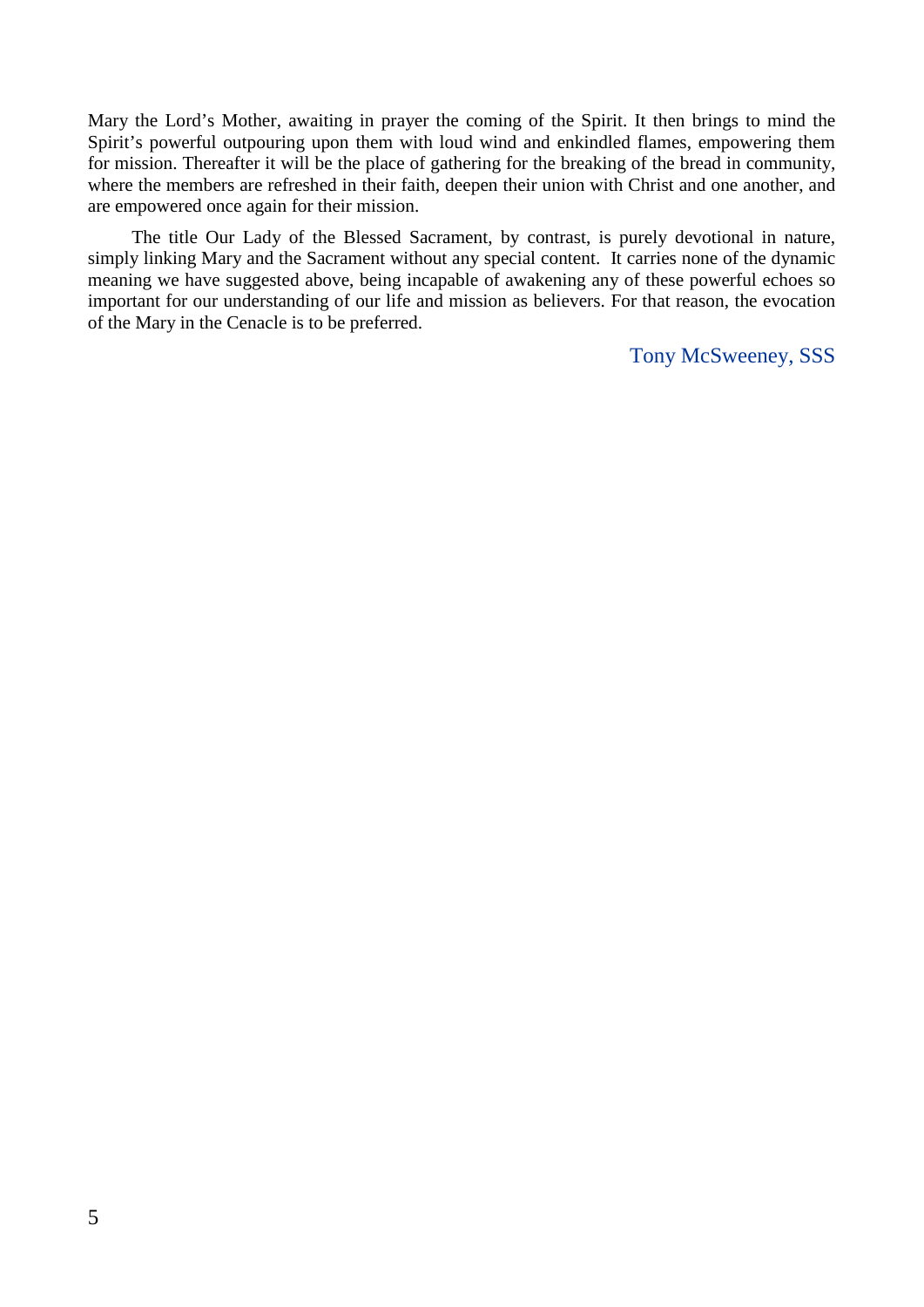Mary the Lord's Mother, awaiting in prayer the coming of the Spirit. It then brings to mind the Spirit's powerful outpouring upon them with loud wind and enkindled flames, empowering them for mission. Thereafter it will be the place of gathering for the breaking of the bread in community, where the members are refreshed in their faith, deepen their union with Christ and one another, and are empowered once again for their mission.

The title Our Lady of the Blessed Sacrament, by contrast, is purely devotional in nature, simply linking Mary and the Sacrament without any special content. It carries none of the dynamic meaning we have suggested above, being incapable of awakening any of these powerful echoes so important for our understanding of our life and mission as believers. For that reason, the evocation of the Mary in the Cenacle is to be preferred.

Tony McSweeney, SSS